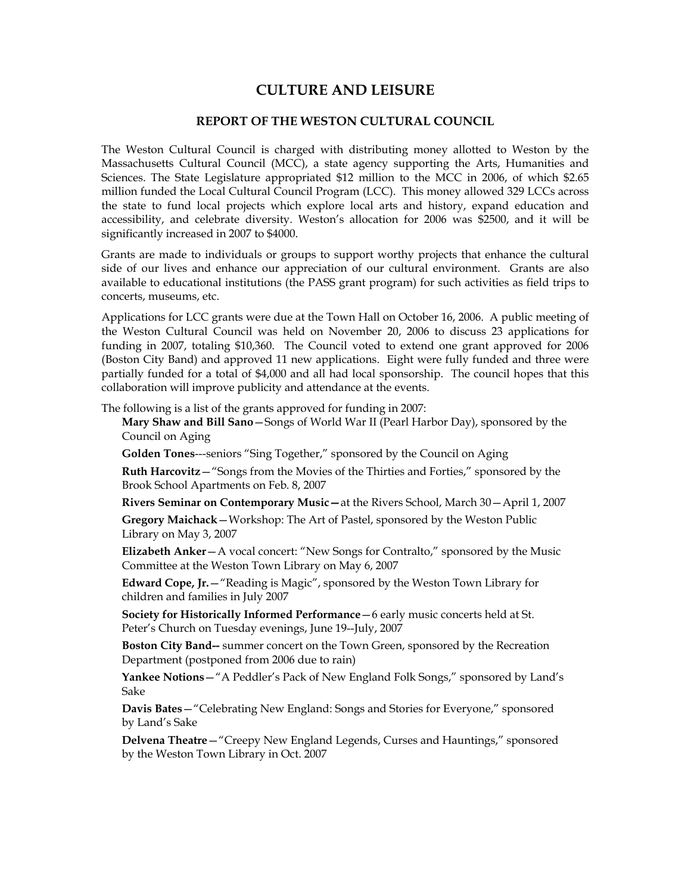# CULTURE AND LEISURE

## REPORT OF THE WESTON CULTURAL COUNCIL

The Weston Cultural Council is charged with distributing money allotted to Weston by the Massachusetts Cultural Council (MCC), a state agency supporting the Arts, Humanities and Sciences. The State Legislature appropriated $12 million to the MCC in 2006, of which $2.65 million funded the Local Cultural Council Program (LCC). This money allowed 329 LCCs across the state to fund local projects which explore local arts and history, expand education and accessibility, and celebrate diversity. Weston's allocation for 2006 was $2500, and it will be significantly increased in 2007 to $4000.

Grants are made to individuals or groups to support worthy projects that enhance the cultural side of our lives and enhance our appreciation of our cultural environment. Grants are also available to educational institutions (the PASS grant program) for such activities as field trips to concerts, museums, etc.

Applications for LCC grants were due at the Town Hall on October 16, 2006. A public meeting of the Weston Cultural Council was held on November 20, 2006 to discuss 23 applications for funding in 2007, totaling $10,360. The Council voted to extend one grant approved for 2006 (Boston City Band) and approved 11 new applications. Eight were fully funded and three were partially funded for a total of $4,000 and all had local sponsorship. The council hopes that this collaboration will improve publicity and attendance at the events.

The following is a list of the grants approved for funding in 2007:

- **Mary Shaw and Bill Sano**—Songs of World War II (Pearl Harbor Day), sponsored by the Council on Aging
- **Golden Tones**---seniors "Sing Together," sponsored by the Council on Aging
- **Ruth Harcovitz**—"Songs from the Movies of the Thirties and Forties," sponsored by the Brook School Apartments on Feb. 8, 2007
- **Rivers Seminar on Contemporary Music—**at the Rivers School, March 30—April 1, 2007
- **Gregory Maichack**—Workshop: The Art of Pastel, sponsored by the Weston Public Library on May 3, 2007
- **Elizabeth Anker**—A vocal concert: "New Songs for Contralto," sponsored by the Music Committee at the Weston Town Library on May 6, 2007
- **Edward Cope, Jr.**—"Reading is Magic", sponsored by the Weston Town Library for children and families in July 2007
- **Society for Historically Informed Performance**—6 early music concerts held at St. Peter's Church on Tuesday evenings, June 19--July, 2007
- **Boston City Band--** summer concert on the Town Green, sponsored by the Recreation Department (postponed from 2006 due to rain)
- **Yankee Notions**—"A Peddler's Pack of New England Folk Songs," sponsored by Land's Sake
- **Davis Bates**—"Celebrating New England: Songs and Stories for Everyone," sponsored by Land's Sake
- **Delvena Theatre**—"Creepy New England Legends, Curses and Hauntings," sponsored by the Weston Town Library in Oct. 2007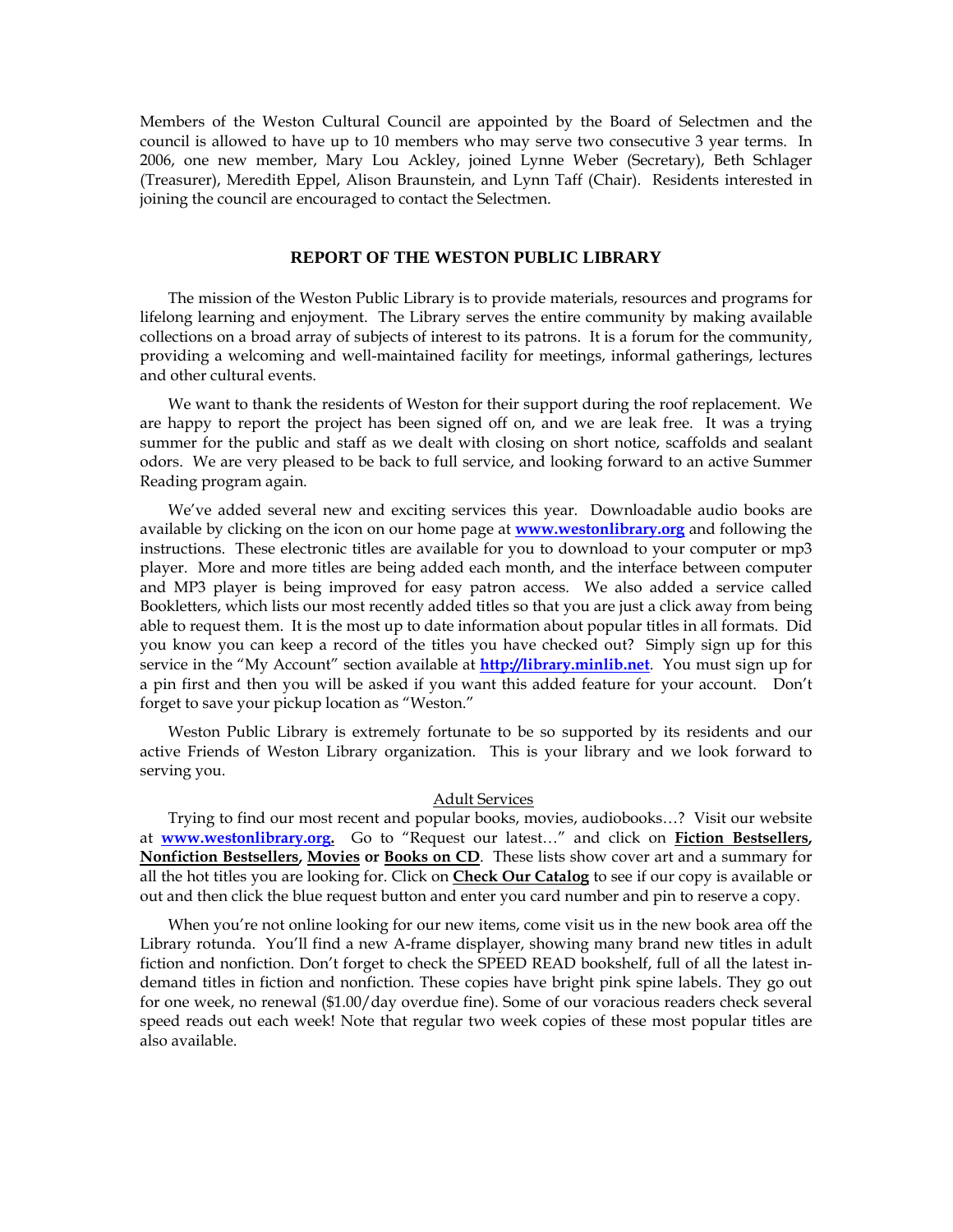Members of the Weston Cultural Council are appointed by the Board of Selectmen and the council is allowed to have up to 10 members who may serve two consecutive 3 year terms. In 2006, one new member, Mary Lou Ackley, joined Lynne Weber (Secretary), Beth Schlager (Treasurer), Meredith Eppel, Alison Braunstein, and Lynn Taff (Chair). Residents interested in joining the council are encouraged to contact the Selectmen.

## REPORT OF THE WESTON PUBLIC LIBRARY

The mission of the Weston Public Library is to provide materials, resources and programs for lifelong learning and enjoyment. The Library serves the entire community by making available collections on a broad array of subjects of interest to its patrons. It is a forum for the community, providing a welcoming and well-maintained facility for meetings, informal gatherings, lectures and other cultural events.

We want to thank the residents of Weston for their support during the roof replacement. We are happy to report the project has been signed off on, and we are leak free. It was a trying summer for the public and staff as we dealt with closing on short notice, scaffolds and sealant odors. We are very pleased to be back to full service, and looking forward to an active Summer Reading program again.

We've added several new and exciting services this year. Downloadable audio books are available by clicking on the icon on our home page at **www.westonlibrary.org** and following the instructions. These electronic titles are available for you to download to your computer or mp3 player. More and more titles are being added each month, and the interface between computer and MP3 player is being improved for easy patron access. We also added a service called Bookletters, which lists our most recently added titles so that you are just a click away from being able to request them. It is the most up to date information about popular titles in all formats. Did you know you can keep a record of the titles you have checked out? Simply sign up for this service in the "My Account" section available at **http://library.minlib.net**. You must sign up for a pin first and then you will be asked if you want this added feature for your account. Don't forget to save your pickup location as "Weston."

Weston Public Library is extremely fortunate to be so supported by its residents and our active Friends of Weston Library organization. This is your library and we look forward to serving you.

### Adult Services

Trying to find our most recent and popular books, movies, audiobooks…? Visit our website at **www.westonlibrary.org.** Go to "Request our latest…" and click on **Fiction Bestsellers, Nonfiction Bestsellers, Movies or Books on CD**. These lists show cover art and a summary for all the hot titles you are looking for. Click on **Check Our Catalog** to see if our copy is available or out and then click the blue request button and enter you card number and pin to reserve a copy.

When you're not online looking for our new items, come visit us in the new book area off the Library rotunda. You'll find a new A-frame displayer, showing many brand new titles in adult fiction and nonfiction. Don't forget to check the SPEED READ bookshelf, full of all the latest in-demand titles in fiction and nonfiction. These copies have bright pink spine labels. They go out for one week, no renewal ($1.00/day overdue fine). Some of our voracious readers check several speed reads out each week! Note that regular two week copies of these most popular titles are also available.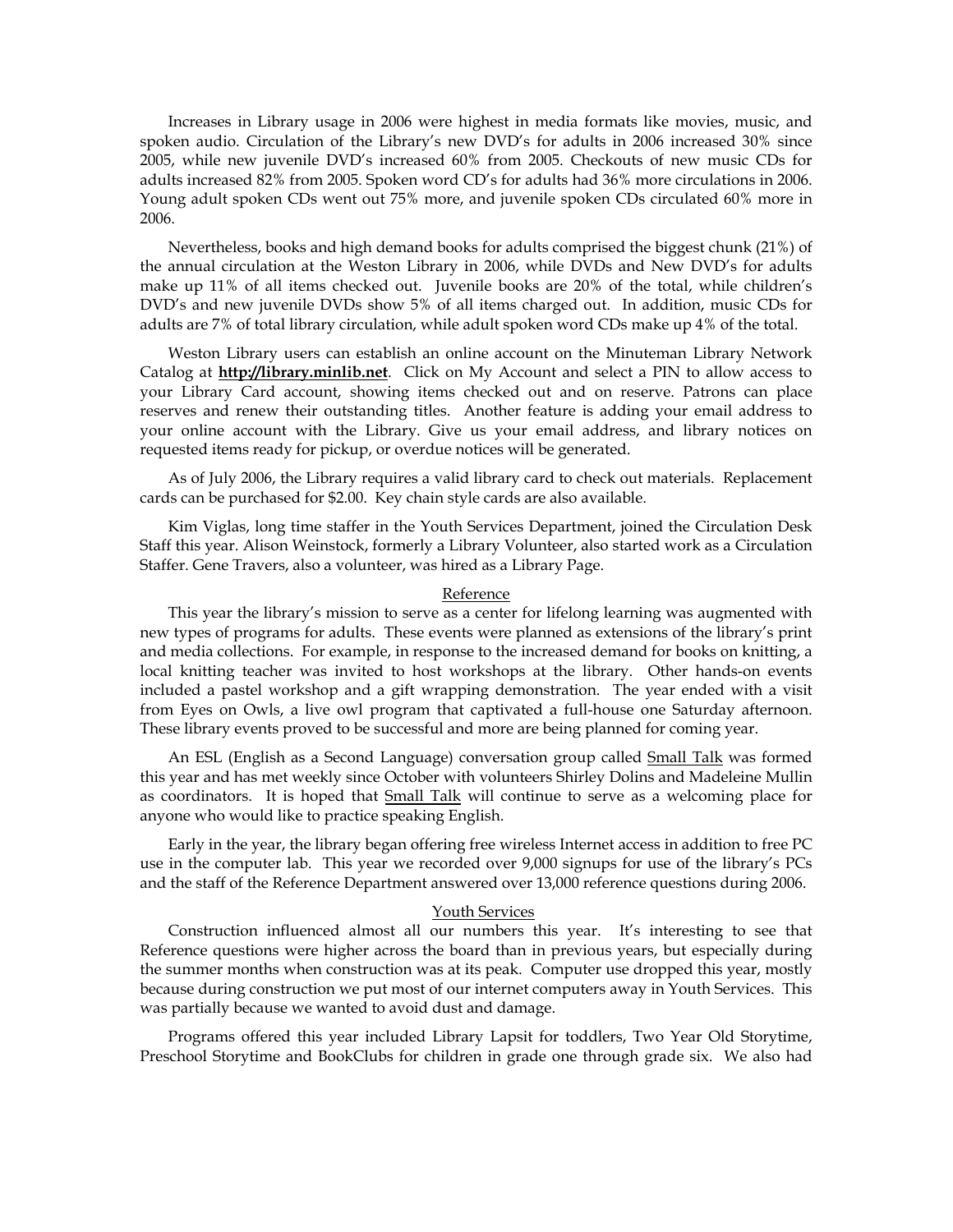Increases in Library usage in 2006 were highest in media formats like movies, music, and spoken audio. Circulation of the Library's new DVD's for adults in 2006 increased 30% since 2005, while new juvenile DVD's increased 60% from 2005. Checkouts of new music CDs for adults increased 82% from 2005. Spoken word CD's for adults had 36% more circulations in 2006. Young adult spoken CDs went out 75% more, and juvenile spoken CDs circulated 60% more in 2006.

Nevertheless, books and high demand books for adults comprised the biggest chunk (21%) of the annual circulation at the Weston Library in 2006, while DVDs and New DVD's for adults make up 11% of all items checked out. Juvenile books are 20% of the total, while children's DVD's and new juvenile DVDs show 5% of all items charged out. In addition, music CDs for adults are 7% of total library circulation, while adult spoken word CDs make up 4% of the total.

Weston Library users can establish an online account on the Minuteman Library Network Catalog at **http://library.minlib.net**. Click on My Account and select a PIN to allow access to your Library Card account, showing items checked out and on reserve. Patrons can place reserves and renew their outstanding titles. Another feature is adding your email address to your online account with the Library. Give us your email address, and library notices on requested items ready for pickup, or overdue notices will be generated.

As of July 2006, the Library requires a valid library card to check out materials. Replacement cards can be purchased for $2.00. Key chain style cards are also available.

Kim Viglas, long time staffer in the Youth Services Department, joined the Circulation Desk Staff this year. Alison Weinstock, formerly a Library Volunteer, also started work as a Circulation Staffer. Gene Travers, also a volunteer, was hired as a Library Page.

## Reference

This year the library's mission to serve as a center for lifelong learning was augmented with new types of programs for adults. These events were planned as extensions of the library's print and media collections. For example, in response to the increased demand for books on knitting, a local knitting teacher was invited to host workshops at the library. Other hands-on events included a pastel workshop and a gift wrapping demonstration. The year ended with a visit from Eyes on Owls, a live owl program that captivated a full-house one Saturday afternoon. These library events proved to be successful and more are being planned for coming year.

An ESL (English as a Second Language) conversation group called Small Talk was formed this year and has met weekly since October with volunteers Shirley Dolins and Madeleine Mullin as coordinators. It is hoped that Small Talk will continue to serve as a welcoming place for anyone who would like to practice speaking English.

Early in the year, the library began offering free wireless Internet access in addition to free PC use in the computer lab. This year we recorded over 9,000 signups for use of the library's PCs and the staff of the Reference Department answered over 13,000 reference questions during 2006.

## Youth Services

Construction influenced almost all our numbers this year. It's interesting to see that Reference questions were higher across the board than in previous years, but especially during the summer months when construction was at its peak. Computer use dropped this year, mostly because during construction we put most of our internet computers away in Youth Services. This was partially because we wanted to avoid dust and damage.

Programs offered this year included Library Lapsit for toddlers, Two Year Old Storytime, Preschool Storytime and BookClubs for children in grade one through grade six. We also had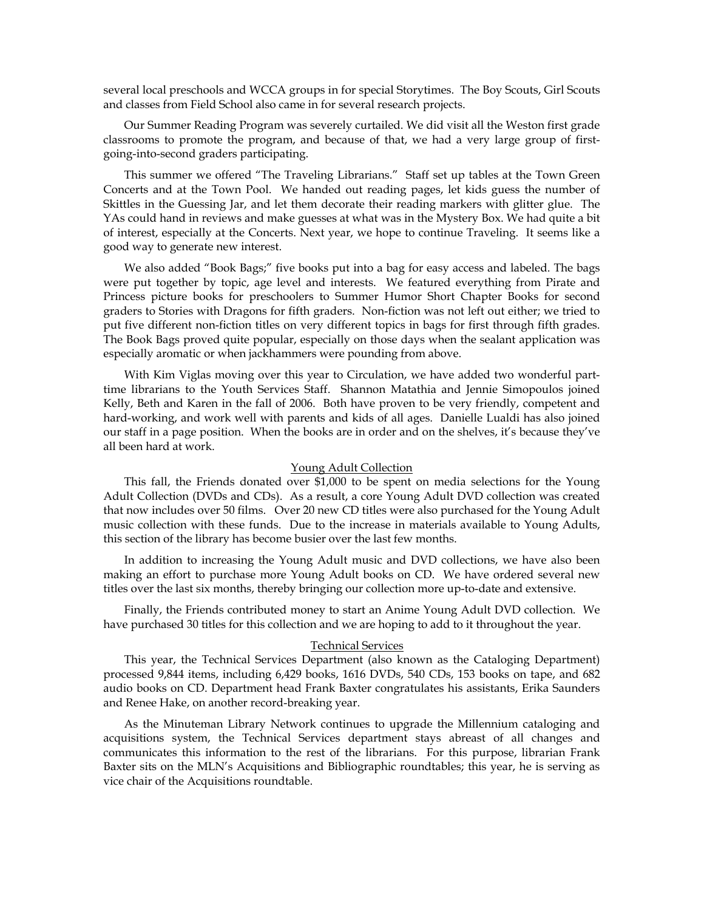several local preschools and WCCA groups in for special Storytimes. The Boy Scouts, Girl Scouts and classes from Field School also came in for several research projects.

Our Summer Reading Program was severely curtailed. We did visit all the Weston first grade classrooms to promote the program, and because of that, we had a very large group of first-going-into-second graders participating.

This summer we offered "The Traveling Librarians." Staff set up tables at the Town Green Concerts and at the Town Pool. We handed out reading pages, let kids guess the number of Skittles in the Guessing Jar, and let them decorate their reading markers with glitter glue. The YAs could hand in reviews and make guesses at what was in the Mystery Box. We had quite a bit of interest, especially at the Concerts. Next year, we hope to continue Traveling. It seems like a good way to generate new interest.

We also added "Book Bags;" five books put into a bag for easy access and labeled. The bags were put together by topic, age level and interests. We featured everything from Pirate and Princess picture books for preschoolers to Summer Humor Short Chapter Books for second graders to Stories with Dragons for fifth graders. Non-fiction was not left out either; we tried to put five different non-fiction titles on very different topics in bags for first through fifth grades. The Book Bags proved quite popular, especially on those days when the sealant application was especially aromatic or when jackhammers were pounding from above.

With Kim Viglas moving over this year to Circulation, we have added two wonderful part-time librarians to the Youth Services Staff. Shannon Matathia and Jennie Simopoulos joined Kelly, Beth and Karen in the fall of 2006. Both have proven to be very friendly, competent and hard-working, and work well with parents and kids of all ages. Danielle Lualdi has also joined our staff in a page position. When the books are in order and on the shelves, it's because they've all been hard at work.

## Young Adult Collection

This fall, the Friends donated over $1,000 to be spent on media selections for the Young Adult Collection (DVDs and CDs). As a result, a core Young Adult DVD collection was created that now includes over 50 films. Over 20 new CD titles were also purchased for the Young Adult music collection with these funds. Due to the increase in materials available to Young Adults, this section of the library has become busier over the last few months.

In addition to increasing the Young Adult music and DVD collections, we have also been making an effort to purchase more Young Adult books on CD. We have ordered several new titles over the last six months, thereby bringing our collection more up-to-date and extensive.

Finally, the Friends contributed money to start an Anime Young Adult DVD collection. We have purchased 30 titles for this collection and we are hoping to add to it throughout the year.

## Technical Services

This year, the Technical Services Department (also known as the Cataloging Department) processed 9,844 items, including 6,429 books, 1616 DVDs, 540 CDs, 153 books on tape, and 682 audio books on CD. Department head Frank Baxter congratulates his assistants, Erika Saunders and Renee Hake, on another record-breaking year.

As the Minuteman Library Network continues to upgrade the Millennium cataloging and acquisitions system, the Technical Services department stays abreast of all changes and communicates this information to the rest of the librarians. For this purpose, librarian Frank Baxter sits on the MLN's Acquisitions and Bibliographic roundtables; this year, he is serving as vice chair of the Acquisitions roundtable.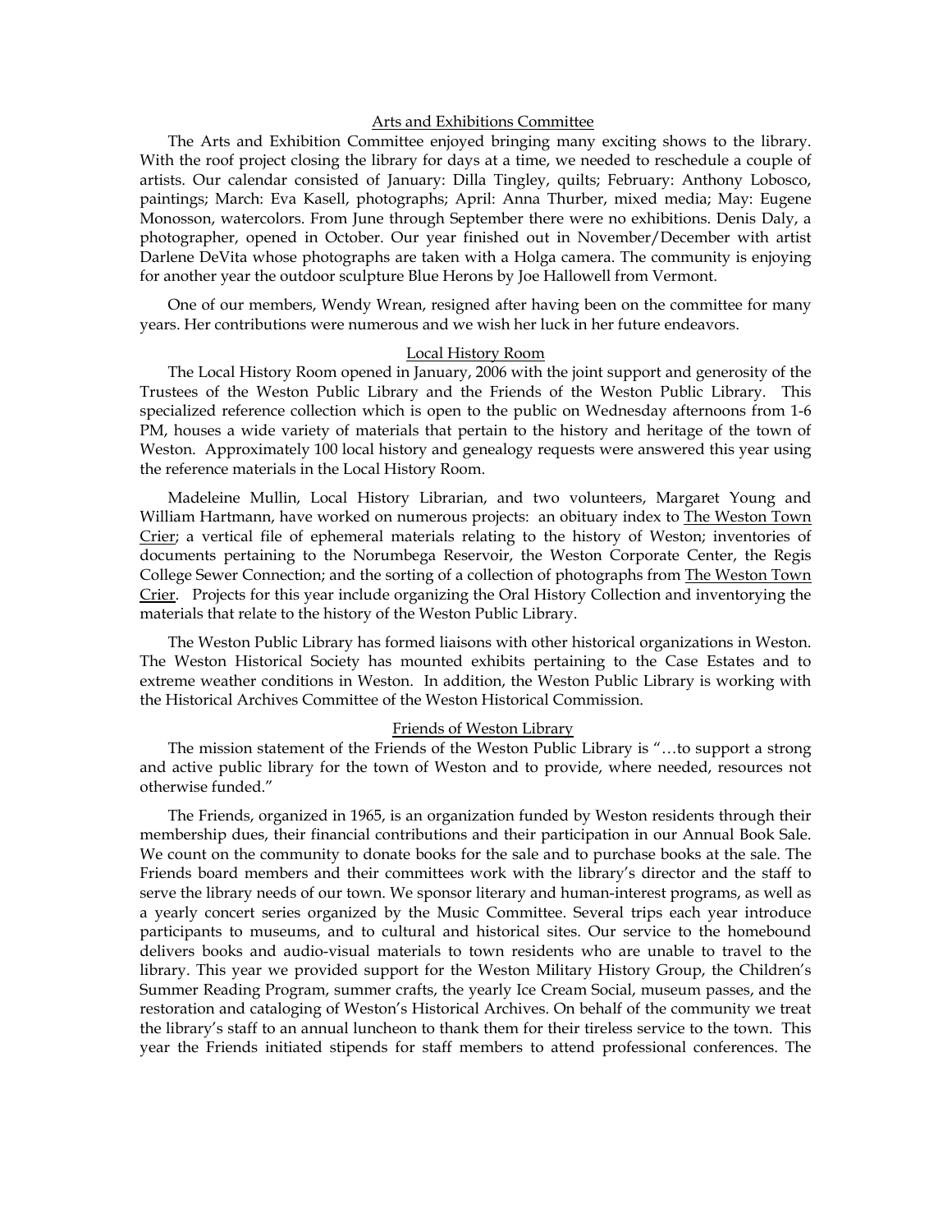## Arts and Exhibitions Committee

The Arts and Exhibition Committee enjoyed bringing many exciting shows to the library. With the roof project closing the library for days at a time, we needed to reschedule a couple of artists. Our calendar consisted of January: Dilla Tingley, quilts; February: Anthony Lobosco, paintings; March: Eva Kasell, photographs; April: Anna Thurber, mixed media; May: Eugene Monosson, watercolors. From June through September there were no exhibitions. Denis Daly, a photographer, opened in October. Our year finished out in November/December with artist Darlene DeVita whose photographs are taken with a Holga camera. The community is enjoying for another year the outdoor sculpture Blue Herons by Joe Hallowell from Vermont.

One of our members, Wendy Wrean, resigned after having been on the committee for many years. Her contributions were numerous and we wish her luck in her future endeavors.

## Local History Room

The Local History Room opened in January, 2006 with the joint support and generosity of the Trustees of the Weston Public Library and the Friends of the Weston Public Library. This specialized reference collection which is open to the public on Wednesday afternoons from 1-6 PM, houses a wide variety of materials that pertain to the history and heritage of the town of Weston. Approximately 100 local history and genealogy requests were answered this year using the reference materials in the Local History Room.

Madeleine Mullin, Local History Librarian, and two volunteers, Margaret Young and William Hartmann, have worked on numerous projects: an obituary index to The Weston Town Crier; a vertical file of ephemeral materials relating to the history of Weston; inventories of documents pertaining to the Norumbega Reservoir, the Weston Corporate Center, the Regis College Sewer Connection; and the sorting of a collection of photographs from The Weston Town Crier. Projects for this year include organizing the Oral History Collection and inventorying the materials that relate to the history of the Weston Public Library.

The Weston Public Library has formed liaisons with other historical organizations in Weston. The Weston Historical Society has mounted exhibits pertaining to the Case Estates and to extreme weather conditions in Weston. In addition, the Weston Public Library is working with the Historical Archives Committee of the Weston Historical Commission.

## Friends of Weston Library

The mission statement of the Friends of the Weston Public Library is "…to support a strong and active public library for the town of Weston and to provide, where needed, resources not otherwise funded."

The Friends, organized in 1965, is an organization funded by Weston residents through their membership dues, their financial contributions and their participation in our Annual Book Sale. We count on the community to donate books for the sale and to purchase books at the sale. The Friends board members and their committees work with the library's director and the staff to serve the library needs of our town. We sponsor literary and human-interest programs, as well as a yearly concert series organized by the Music Committee. Several trips each year introduce participants to museums, and to cultural and historical sites. Our service to the homebound delivers books and audio-visual materials to town residents who are unable to travel to the library. This year we provided support for the Weston Military History Group, the Children's Summer Reading Program, summer crafts, the yearly Ice Cream Social, museum passes, and the restoration and cataloging of Weston's Historical Archives. On behalf of the community we treat the library's staff to an annual luncheon to thank them for their tireless service to the town. This year the Friends initiated stipends for staff members to attend professional conferences. The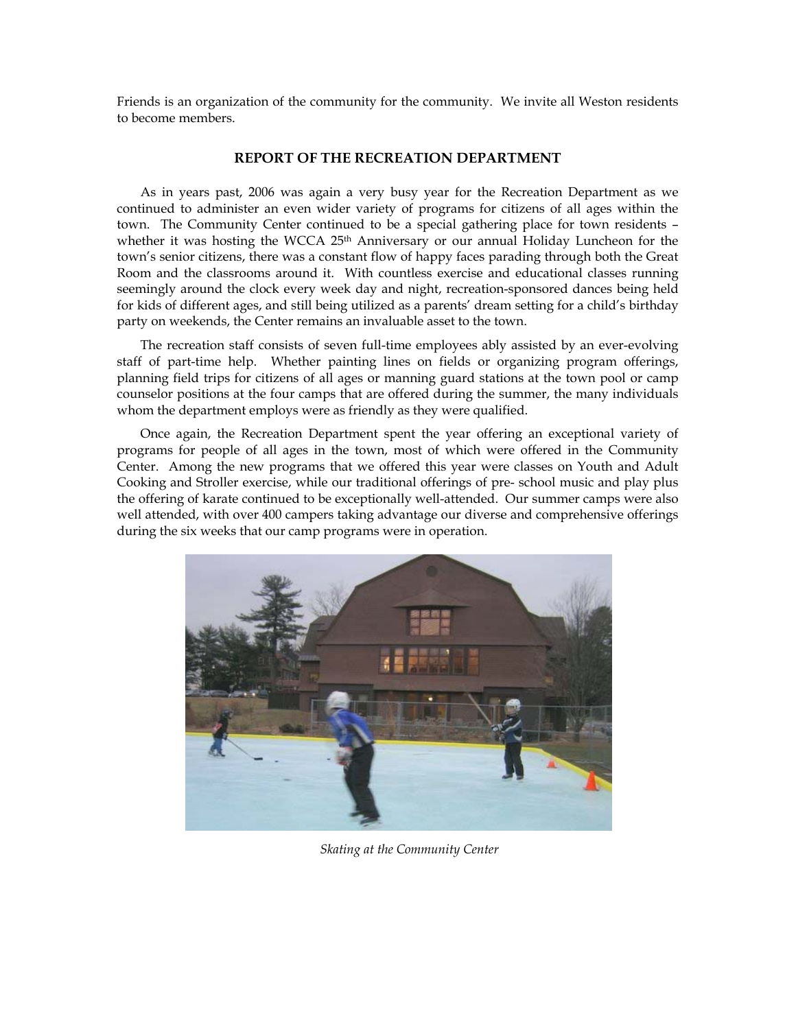Friends is an organization of the community for the community. We invite all Weston residents to become members.

## REPORT OF THE RECREATION DEPARTMENT

As in years past, 2006 was again a very busy year for the Recreation Department as we continued to administer an even wider variety of programs for citizens of all ages within the town. The Community Center continued to be a special gathering place for town residents – whether it was hosting the WCCA 25th Anniversary or our annual Holiday Luncheon for the town's senior citizens, there was a constant flow of happy faces parading through both the Great Room and the classrooms around it. With countless exercise and educational classes running seemingly around the clock every week day and night, recreation-sponsored dances being held for kids of different ages, and still being utilized as a parents' dream setting for a child's birthday party on weekends, the Center remains an invaluable asset to the town.

The recreation staff consists of seven full-time employees ably assisted by an ever-evolving staff of part-time help. Whether painting lines on fields or organizing program offerings, planning field trips for citizens of all ages or manning guard stations at the town pool or camp counselor positions at the four camps that are offered during the summer, the many individuals whom the department employs were as friendly as they were qualified.

Once again, the Recreation Department spent the year offering an exceptional variety of programs for people of all ages in the town, most of which were offered in the Community Center. Among the new programs that we offered this year were classes on Youth and Adult Cooking and Stroller exercise, while our traditional offerings of pre- school music and play plus the offering of karate continued to be exceptionally well-attended. Our summer camps were also well attended, with over 400 campers taking advantage our diverse and comprehensive offerings during the six weeks that our camp programs were in operation.

*Skating at the Community Center*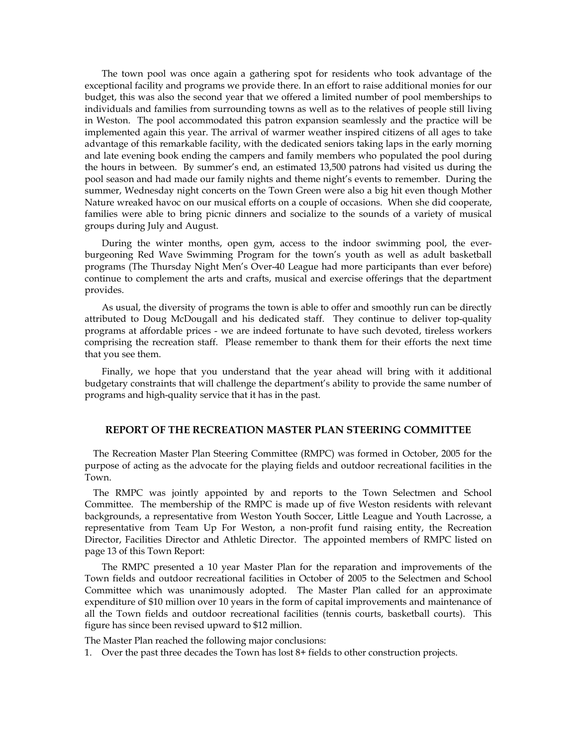The town pool was once again a gathering spot for residents who took advantage of the exceptional facility and programs we provide there. In an effort to raise additional monies for our budget, this was also the second year that we offered a limited number of pool memberships to individuals and families from surrounding towns as well as to the relatives of people still living in Weston. The pool accommodated this patron expansion seamlessly and the practice will be implemented again this year. The arrival of warmer weather inspired citizens of all ages to take advantage of this remarkable facility, with the dedicated seniors taking laps in the early morning and late evening book ending the campers and family members who populated the pool during the hours in between. By summer's end, an estimated 13,500 patrons had visited us during the pool season and had made our family nights and theme night's events to remember. During the summer, Wednesday night concerts on the Town Green were also a big hit even though Mother Nature wreaked havoc on our musical efforts on a couple of occasions. When she did cooperate, families were able to bring picnic dinners and socialize to the sounds of a variety of musical groups during July and August.

During the winter months, open gym, access to the indoor swimming pool, the ever-burgeoning Red Wave Swimming Program for the town's youth as well as adult basketball programs (The Thursday Night Men's Over-40 League had more participants than ever before) continue to complement the arts and crafts, musical and exercise offerings that the department provides.

As usual, the diversity of programs the town is able to offer and smoothly run can be directly attributed to Doug McDougall and his dedicated staff. They continue to deliver top-quality programs at affordable prices - we are indeed fortunate to have such devoted, tireless workers comprising the recreation staff. Please remember to thank them for their efforts the next time that you see them.

Finally, we hope that you understand that the year ahead will bring with it additional budgetary constraints that will challenge the department's ability to provide the same number of programs and high-quality service that it has in the past.

## REPORT OF THE RECREATION MASTER PLAN STEERING COMMITTEE

The Recreation Master Plan Steering Committee (RMPC) was formed in October, 2005 for the purpose of acting as the advocate for the playing fields and outdoor recreational facilities in the Town.

The RMPC was jointly appointed by and reports to the Town Selectmen and School Committee. The membership of the RMPC is made up of five Weston residents with relevant backgrounds, a representative from Weston Youth Soccer, Little League and Youth Lacrosse, a representative from Team Up For Weston, a non-profit fund raising entity, the Recreation Director, Facilities Director and Athletic Director. The appointed members of RMPC listed on page 13 of this Town Report:

The RMPC presented a 10 year Master Plan for the reparation and improvements of the Town fields and outdoor recreational facilities in October of 2005 to the Selectmen and School Committee which was unanimously adopted. The Master Plan called for an approximate expenditure of $10 million over 10 years in the form of capital improvements and maintenance of all the Town fields and outdoor recreational facilities (tennis courts, basketball courts). This figure has since been revised upward to $12 million.

The Master Plan reached the following major conclusions:

1. Over the past three decades the Town has lost 8+ fields to other construction projects.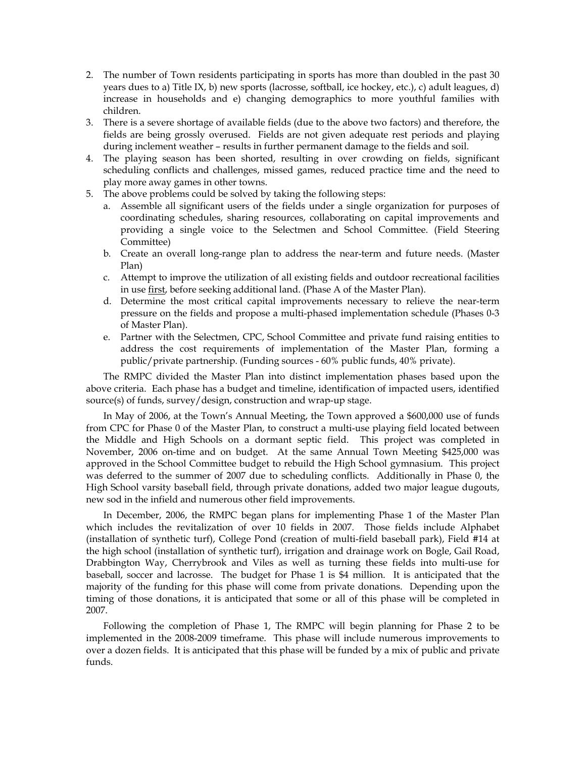2. The number of Town residents participating in sports has more than doubled in the past 30 years dues to a) Title IX, b) new sports (lacrosse, softball, ice hockey, etc.), c) adult leagues, d) increase in households and e) changing demographics to more youthful families with children.
3. There is a severe shortage of available fields (due to the above two factors) and therefore, the fields are being grossly overused. Fields are not given adequate rest periods and playing during inclement weather – results in further permanent damage to the fields and soil.
4. The playing season has been shorted, resulting in over crowding on fields, significant scheduling conflicts and challenges, missed games, reduced practice time and the need to play more away games in other towns.
5. The above problems could be solved by taking the following steps:
   a. Assemble all significant users of the fields under a single organization for purposes of coordinating schedules, sharing resources, collaborating on capital improvements and providing a single voice to the Selectmen and School Committee. (Field Steering Committee)
   b. Create an overall long-range plan to address the near-term and future needs. (Master Plan)
   c. Attempt to improve the utilization of all existing fields and outdoor recreational facilities in use first, before seeking additional land. (Phase A of the Master Plan).
   d. Determine the most critical capital improvements necessary to relieve the near-term pressure on the fields and propose a multi-phased implementation schedule (Phases 0-3 of Master Plan).
   e. Partner with the Selectmen, CPC, School Committee and private fund raising entities to address the cost requirements of implementation of the Master Plan, forming a public/private partnership. (Funding sources - 60% public funds, 40% private).

The RMPC divided the Master Plan into distinct implementation phases based upon the above criteria. Each phase has a budget and timeline, identification of impacted users, identified source(s) of funds, survey/design, construction and wrap-up stage.

In May of 2006, at the Town's Annual Meeting, the Town approved a $600,000 use of funds from CPC for Phase 0 of the Master Plan, to construct a multi-use playing field located between the Middle and High Schools on a dormant septic field. This project was completed in November, 2006 on-time and on budget. At the same Annual Town Meeting $425,000 was approved in the School Committee budget to rebuild the High School gymnasium. This project was deferred to the summer of 2007 due to scheduling conflicts. Additionally in Phase 0, the High School varsity baseball field, through private donations, added two major league dugouts, new sod in the infield and numerous other field improvements.

In December, 2006, the RMPC began plans for implementing Phase 1 of the Master Plan which includes the revitalization of over 10 fields in 2007. Those fields include Alphabet (installation of synthetic turf), College Pond (creation of multi-field baseball park), Field #14 at the high school (installation of synthetic turf), irrigation and drainage work on Bogle, Gail Road, Drabbington Way, Cherrybrook and Viles as well as turning these fields into multi-use for baseball, soccer and lacrosse. The budget for Phase 1 is $4 million. It is anticipated that the majority of the funding for this phase will come from private donations. Depending upon the timing of those donations, it is anticipated that some or all of this phase will be completed in 2007.

Following the completion of Phase 1, The RMPC will begin planning for Phase 2 to be implemented in the 2008-2009 timeframe. This phase will include numerous improvements to over a dozen fields. It is anticipated that this phase will be funded by a mix of public and private funds.